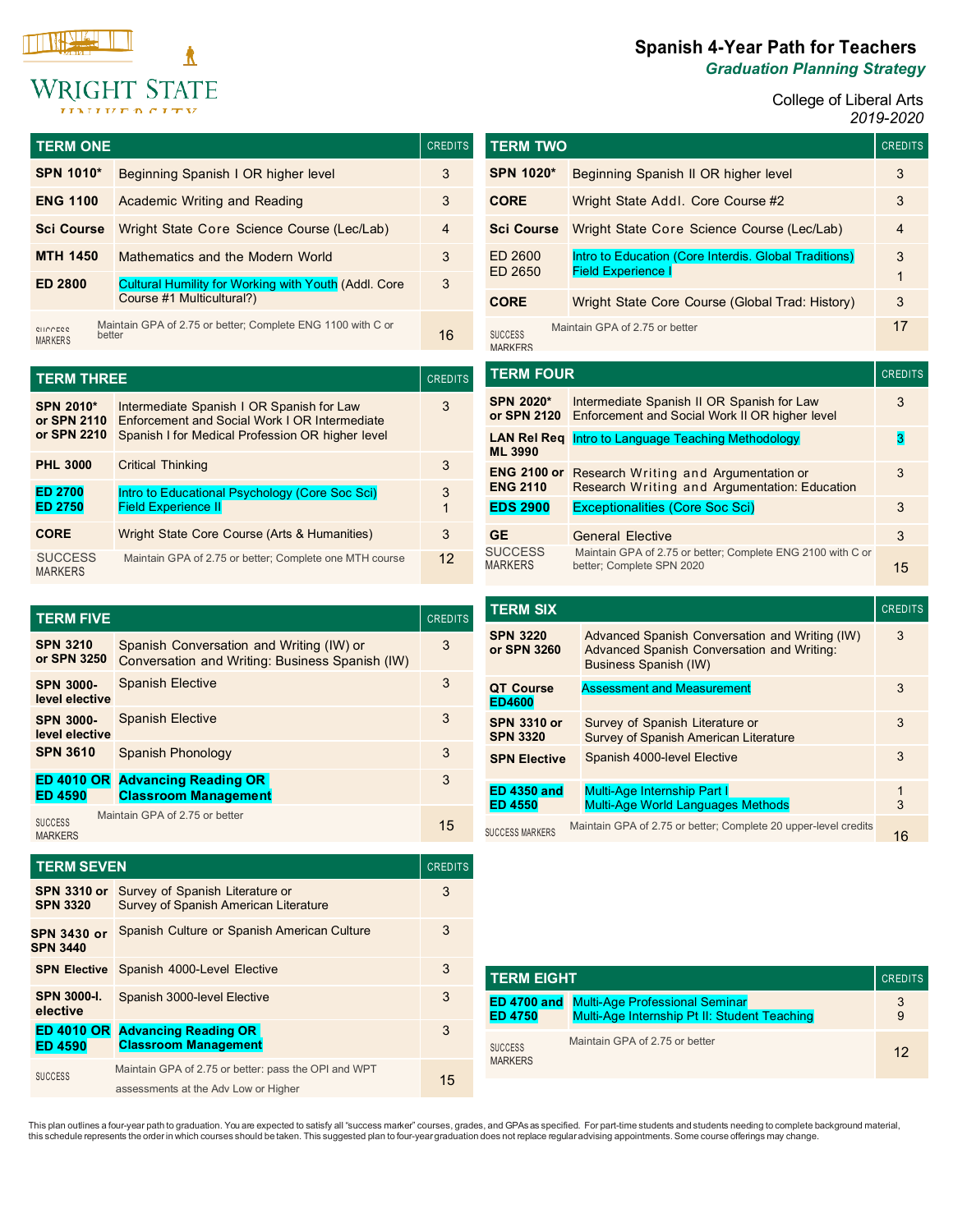# Spanish 4-Year Path for Teachers

***Graduation Planning Strategy***

College of Liberal Arts

*2019-2020*

| TERM ONE | | CREDITS |
|---|---|---|
| **SPN 1010*** | Beginning Spanish I OR higher level | 3 |
| **ENG 1100** | Academic Writing and Reading | 3 |
| **Sci Course** | Wright State Core Science Course (Lec/Lab) | 4 |
| **MTH 1450** | Mathematics and the Modern World | 3 |
| **ED 2800** | Cultural Humility for Working with Youth (Addl. Core Course #1 Multicultural?) | 3 |
| SUCCESS MARKERS | Maintain GPA of 2.75 or better; Complete ENG 1100 with C or better | 16 |

| TERM TWO | | CREDITS |
|---|---|---|
| **SPN 1020*** | Beginning Spanish II OR higher level | 3 |
| **CORE** | Wright State Addl. Core Course #2 | 3 |
| **Sci Course** | Wright State Core Science Course (Lec/Lab) | 4 |
| ED 2600<br>ED 2650 | Intro to Education (Core Interdis. Global Traditions)<br>Field Experience I | 3<br>1 |
| **CORE** | Wright State Core Course (Global Trad: History) | 3 |
| SUCCESS MARKERS | Maintain GPA of 2.75 or better | 17 |

| TERM THREE | | CREDITS |
|---|---|---|
| **SPN 2010* or SPN 2110 or SPN 2210** | Intermediate Spanish I OR Spanish for Law Enforcement and Social Work I OR Intermediate Spanish I for Medical Profession OR higher level | 3 |
| **PHL 3000** | Critical Thinking | 3 |
| **ED 2700**<br>**ED 2750** | Intro to Educational Psychology (Core Soc Sci)<br>Field Experience II | 3<br>1 |
| **CORE** | Wright State Core Course (Arts & Humanities) | 3 |
| SUCCESS MARKERS | Maintain GPA of 2.75 or better; Complete one MTH course | 12 |

| TERM FOUR | | CREDITS |
|---|---|---|
| **SPN 2020* or SPN 2120** | Intermediate Spanish II OR Spanish for Law Enforcement and Social Work II OR higher level | 3 |
| **LAN Rel Req ML 3990** | Intro to Language Teaching Methodology | 3 |
| **ENG 2100 or ENG 2110** | Research Writing and Argumentation or Research Writing and Argumentation: Education | 3 |
| **EDS 2900** | Exceptionalities (Core Soc Sci) | 3 |
| **GE** | General Elective | 3 |
| SUCCESS MARKERS | Maintain GPA of 2.75 or better; Complete ENG 2100 with C or better; Complete SPN 2020 | 15 |

| TERM FIVE | | CREDITS |
|---|---|---|
| **SPN 3210 or SPN 3250** | Spanish Conversation and Writing (IW) or Conversation and Writing: Business Spanish (IW) | 3 |
| **SPN 3000-level elective** | Spanish Elective | 3 |
| **SPN 3000-level elective** | Spanish Elective | 3 |
| **SPN 3610** | Spanish Phonology | 3 |
| **ED 4010 OR ED 4590** | **Advancing Reading OR Classroom Management** | 3 |
| SUCCESS MARKERS | Maintain GPA of 2.75 or better | 15 |

| TERM SIX | | CREDITS |
|---|---|---|
| **SPN 3220 or SPN 3260** | Advanced Spanish Conversation and Writing (IW) Advanced Spanish Conversation and Writing: Business Spanish (IW) | 3 |
| **QT Course ED4600** | Assessment and Measurement | 3 |
| **SPN 3310 or SPN 3320** | Survey of Spanish Literature or Survey of Spanish American Literature | 3 |
| **SPN Elective** | Spanish 4000-level Elective | 3 |
| **ED 4350 and ED 4550** | Multi-Age Internship Part I<br>Multi-Age World Languages Methods | 1<br>3 |
| SUCCESS MARKERS | Maintain GPA of 2.75 or better; Complete 20 upper-level credits | 16 |

| TERM SEVEN | | CREDITS |
|---|---|---|
| **SPN 3310 or SPN 3320** | Survey of Spanish Literature or Survey of Spanish American Literature | 3 |
| **SPN 3430 or SPN 3440** | Spanish Culture or Spanish American Culture | 3 |
| **SPN Elective** | Spanish 4000-Level Elective | 3 |
| **SPN 3000-l. elective** | Spanish 3000-level Elective | 3 |
| **ED 4010 OR ED 4590** | **Advancing Reading OR Classroom Management** | 3 |
| SUCCESS | Maintain GPA of 2.75 or better: pass the OPI and WPT assessments at the Adv Low or Higher | 15 |

| TERM EIGHT | | CREDITS |
|---|---|---|
| **ED 4700 and ED 4750** | Multi-Age Professional Seminar<br>Multi-Age Internship Pt II: Student Teaching | 3<br>9 |
| SUCCESS MARKERS | Maintain GPA of 2.75 or better | 12 |

This plan outlines a four-year path to graduation. You are expected to satisfy all "success marker" courses, grades, and GPAs as specified. For part-time students and students needing to complete background material, this schedule represents the order in which courses should be taken. This suggested plan to four-year graduation does not replace regular advising appointments. Some course offerings may change.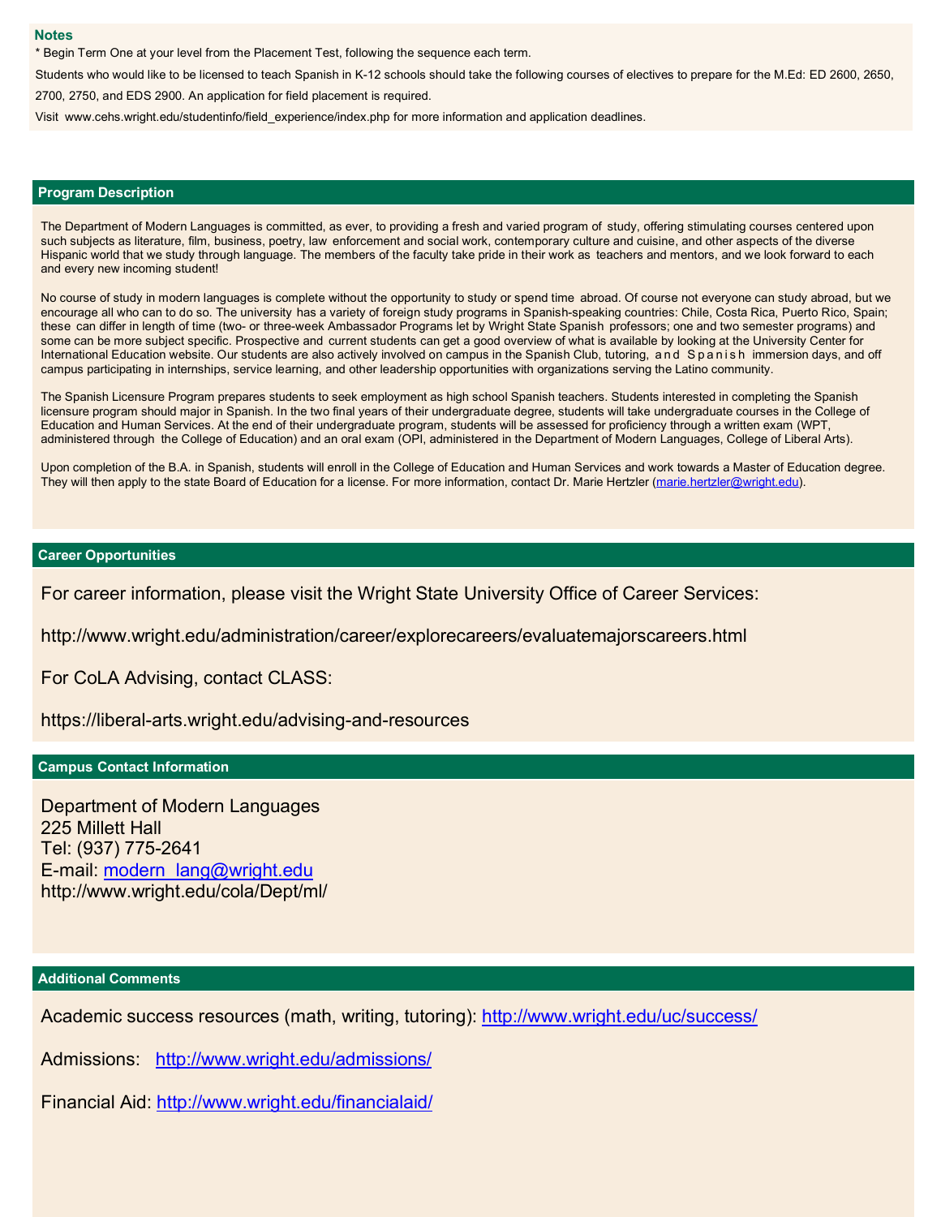## Notes

* Begin Term One at your level from the Placement Test, following the sequence each term.

Students who would like to be licensed to teach Spanish in K-12 schools should take the following courses of electives to prepare for the M.Ed: ED 2600, 2650, 2700, 2750, and EDS 2900. An application for field placement is required.

Visit www.cehs.wright.edu/studentinfo/field_experience/index.php for more information and application deadlines.

## Program Description

The Department of Modern Languages is committed, as ever, to providing a fresh and varied program of study, offering stimulating courses centered upon such subjects as literature, film, business, poetry, law enforcement and social work, contemporary culture and cuisine, and other aspects of the diverse Hispanic world that we study through language. The members of the faculty take pride in their work as teachers and mentors, and we look forward to each and every new incoming student!

No course of study in modern languages is complete without the opportunity to study or spend time abroad. Of course not everyone can study abroad, but we encourage all who can to do so. The university has a variety of foreign study programs in Spanish-speaking countries: Chile, Costa Rica, Puerto Rico, Spain; these can differ in length of time (two- or three-week Ambassador Programs let by Wright State Spanish professors; one and two semester programs) and some can be more subject specific. Prospective and current students can get a good overview of what is available by looking at the University Center for International Education website. Our students are also actively involved on campus in the Spanish Club, tutoring, and Spanish immersion days, and off campus participating in internships, service learning, and other leadership opportunities with organizations serving the Latino community.

The Spanish Licensure Program prepares students to seek employment as high school Spanish teachers. Students interested in completing the Spanish licensure program should major in Spanish. In the two final years of their undergraduate degree, students will take undergraduate courses in the College of Education and Human Services. At the end of their undergraduate program, students will be assessed for proficiency through a written exam (WPT, administered through the College of Education) and an oral exam (OPI, administered in the Department of Modern Languages, College of Liberal Arts).

Upon completion of the B.A. in Spanish, students will enroll in the College of Education and Human Services and work towards a Master of Education degree. They will then apply to the state Board of Education for a license. For more information, contact Dr. Marie Hertzler (marie.hertzler@wright.edu).

## Career Opportunities

For career information, please visit the Wright State University Office of Career Services:

http://www.wright.edu/administration/career/explorecareers/evaluatemajorscareers.html

For CoLA Advising, contact CLASS:

https://liberal-arts.wright.edu/advising-and-resources

## Campus Contact Information

Department of Modern Languages
225 Millett Hall
Tel: (937) 775-2641
E-mail: modern_lang@wright.edu
http://www.wright.edu/cola/Dept/ml/

## Additional Comments

Academic success resources (math, writing, tutoring): http://www.wright.edu/uc/success/

Admissions: http://www.wright.edu/admissions/

Financial Aid: http://www.wright.edu/financialaid/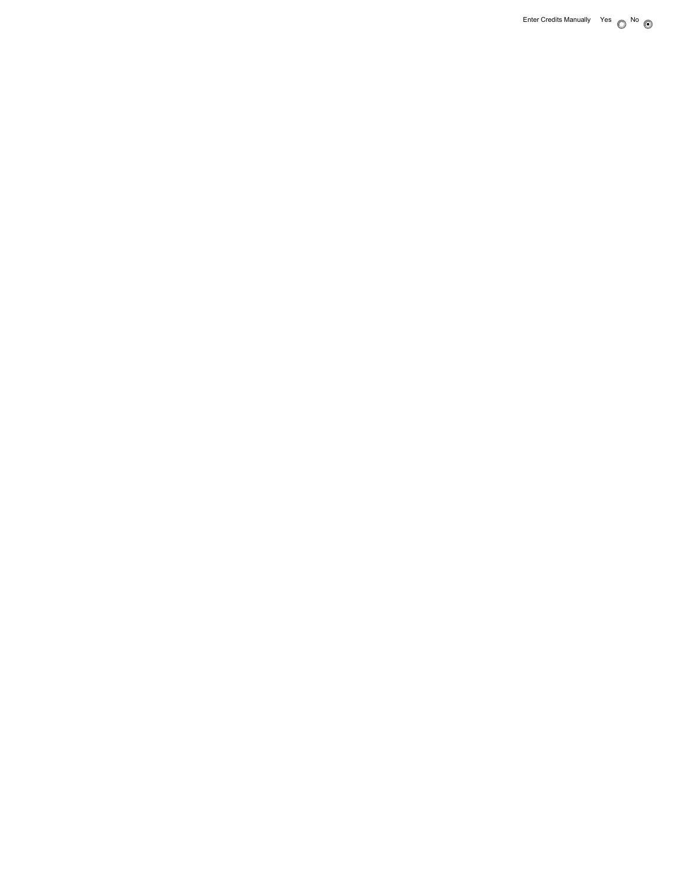Enter Credits Manually Yes ○ No ◉